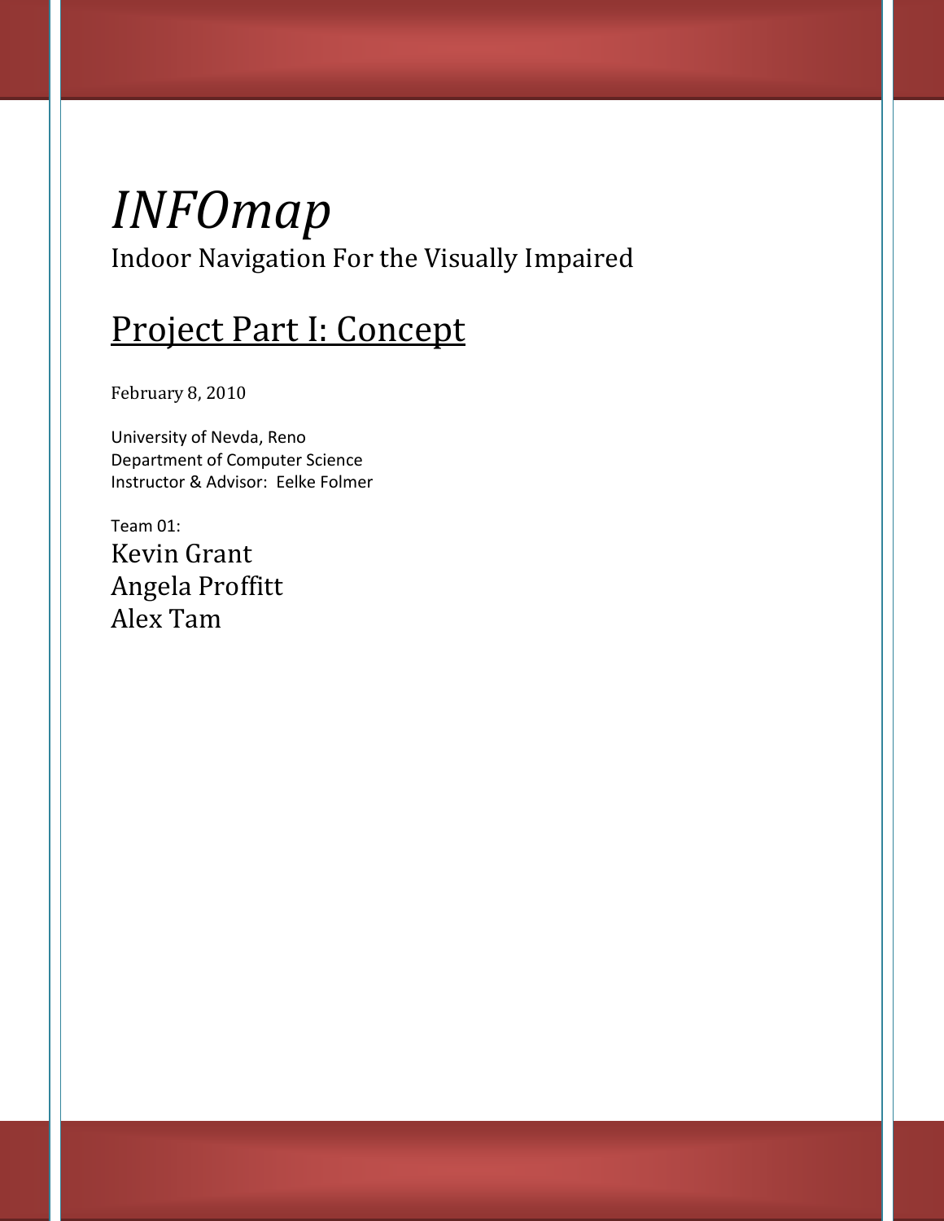# *INFOmap*

Indoor Navigation For the Visually Impaired

## Project Part I: Concept

February 8, 2010

University of Nevda, Reno
Department of Computer Science
Instructor & Advisor: Eelke Folmer

Team 01:
Kevin Grant
Angela Proffitt
Alex Tam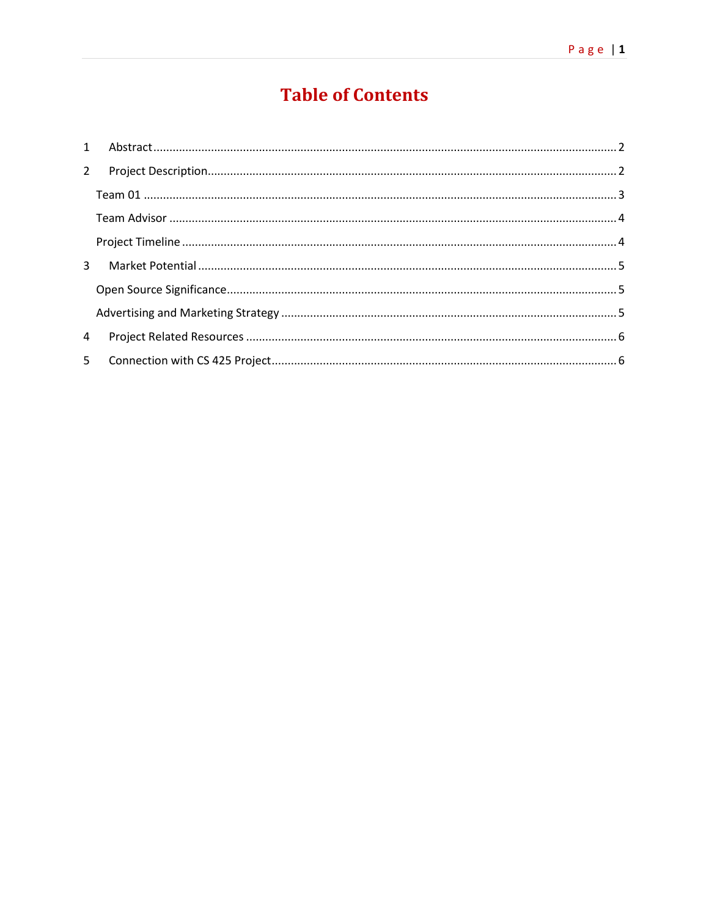# Table of Contents

1 Abstract .......... 2

2 Project Description .......... 2

- Team 01 .......... 3
- Team Advisor .......... 4
- Project Timeline .......... 4

3 Market Potential .......... 5

- Open Source Significance .......... 5
- Advertising and Marketing Strategy .......... 5

4 Project Related Resources .......... 6

5 Connection with CS 425 Project .......... 6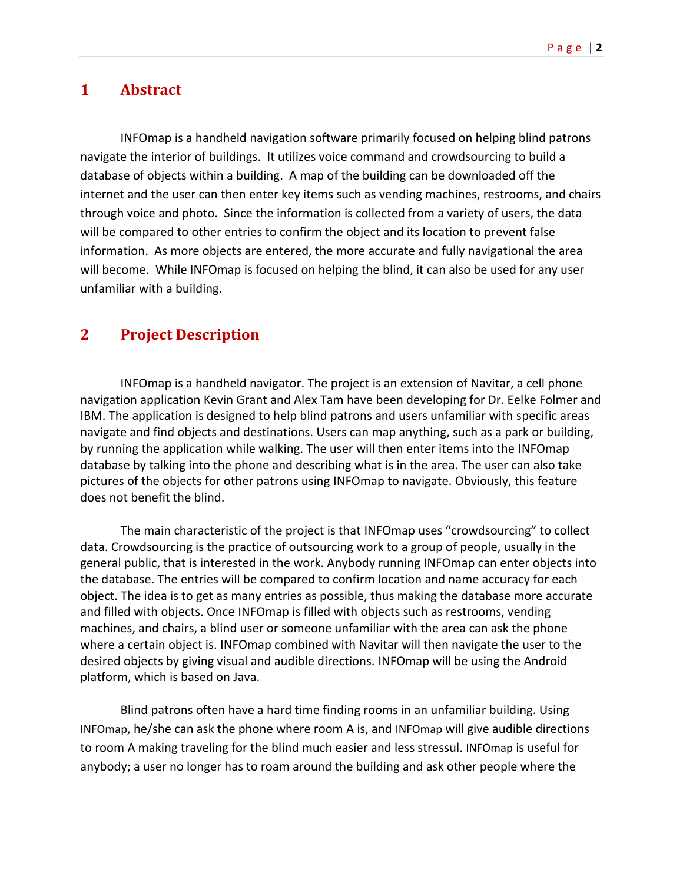# 1 Abstract

INFOmap is a handheld navigation software primarily focused on helping blind patrons navigate the interior of buildings. It utilizes voice command and crowdsourcing to build a database of objects within a building. A map of the building can be downloaded off the internet and the user can then enter key items such as vending machines, restrooms, and chairs through voice and photo. Since the information is collected from a variety of users, the data will be compared to other entries to confirm the object and its location to prevent false information. As more objects are entered, the more accurate and fully navigational the area will become. While INFOmap is focused on helping the blind, it can also be used for any user unfamiliar with a building.

# 2 Project Description

INFOmap is a handheld navigator. The project is an extension of Navitar, a cell phone navigation application Kevin Grant and Alex Tam have been developing for Dr. Eelke Folmer and IBM. The application is designed to help blind patrons and users unfamiliar with specific areas navigate and find objects and destinations. Users can map anything, such as a park or building, by running the application while walking. The user will then enter items into the INFOmap database by talking into the phone and describing what is in the area. The user can also take pictures of the objects for other patrons using INFOmap to navigate. Obviously, this feature does not benefit the blind.

The main characteristic of the project is that INFOmap uses "crowdsourcing" to collect data. Crowdsourcing is the practice of outsourcing work to a group of people, usually in the general public, that is interested in the work. Anybody running INFOmap can enter objects into the database. The entries will be compared to confirm location and name accuracy for each object. The idea is to get as many entries as possible, thus making the database more accurate and filled with objects. Once INFOmap is filled with objects such as restrooms, vending machines, and chairs, a blind user or someone unfamiliar with the area can ask the phone where a certain object is. INFOmap combined with Navitar will then navigate the user to the desired objects by giving visual and audible directions. INFOmap will be using the Android platform, which is based on Java.

Blind patrons often have a hard time finding rooms in an unfamiliar building. Using INFOmap, he/she can ask the phone where room A is, and INFOmap will give audible directions to room A making traveling for the blind much easier and less stressul. INFOmap is useful for anybody; a user no longer has to roam around the building and ask other people where the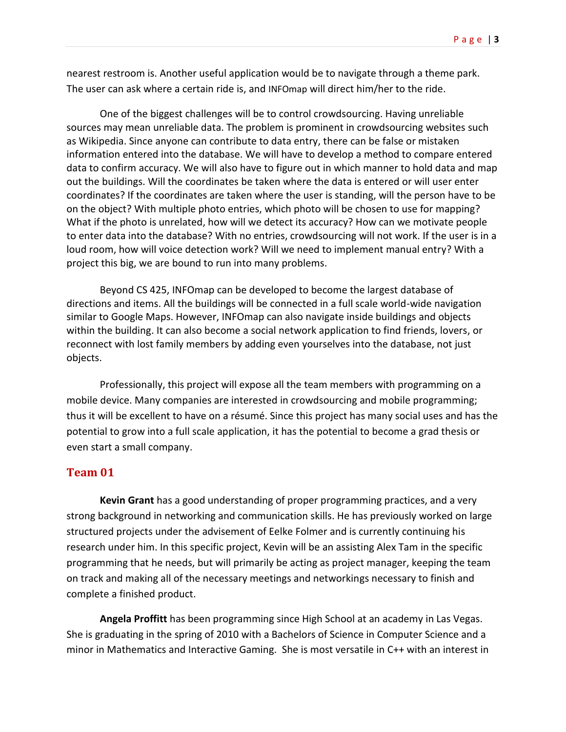nearest restroom is. Another useful application would be to navigate through a theme park. The user can ask where a certain ride is, and INFOmap will direct him/her to the ride.

One of the biggest challenges will be to control crowdsourcing. Having unreliable sources may mean unreliable data. The problem is prominent in crowdsourcing websites such as Wikipedia. Since anyone can contribute to data entry, there can be false or mistaken information entered into the database. We will have to develop a method to compare entered data to confirm accuracy. We will also have to figure out in which manner to hold data and map out the buildings. Will the coordinates be taken where the data is entered or will user enter coordinates? If the coordinates are taken where the user is standing, will the person have to be on the object? With multiple photo entries, which photo will be chosen to use for mapping? What if the photo is unrelated, how will we detect its accuracy? How can we motivate people to enter data into the database? With no entries, crowdsourcing will not work. If the user is in a loud room, how will voice detection work? Will we need to implement manual entry? With a project this big, we are bound to run into many problems.

Beyond CS 425, INFOmap can be developed to become the largest database of directions and items. All the buildings will be connected in a full scale world-wide navigation similar to Google Maps. However, INFOmap can also navigate inside buildings and objects within the building. It can also become a social network application to find friends, lovers, or reconnect with lost family members by adding even yourselves into the database, not just objects.

Professionally, this project will expose all the team members with programming on a mobile device. Many companies are interested in crowdsourcing and mobile programming; thus it will be excellent to have on a résumé. Since this project has many social uses and has the potential to grow into a full scale application, it has the potential to become a grad thesis or even start a small company.

## Team 01

**Kevin Grant** has a good understanding of proper programming practices, and a very strong background in networking and communication skills. He has previously worked on large structured projects under the advisement of Eelke Folmer and is currently continuing his research under him. In this specific project, Kevin will be an assisting Alex Tam in the specific programming that he needs, but will primarily be acting as project manager, keeping the team on track and making all of the necessary meetings and networkings necessary to finish and complete a finished product.

**Angela Proffitt** has been programming since High School at an academy in Las Vegas. She is graduating in the spring of 2010 with a Bachelors of Science in Computer Science and a minor in Mathematics and Interactive Gaming. She is most versatile in C++ with an interest in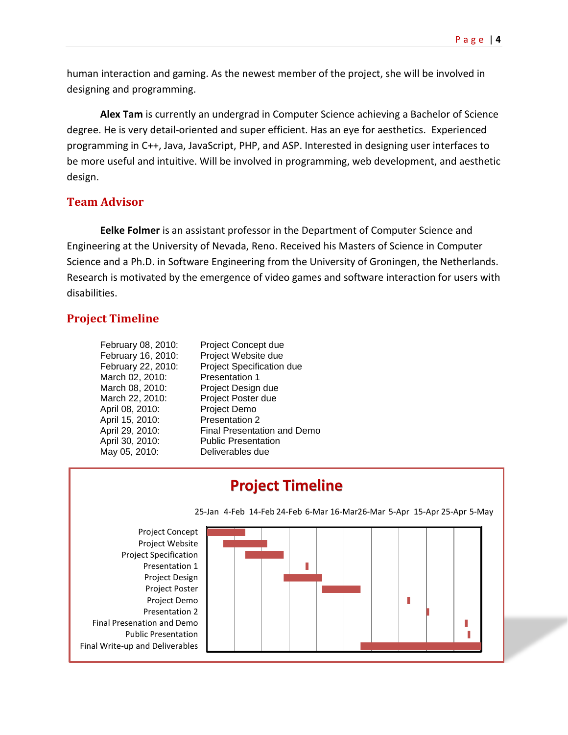human interaction and gaming. As the newest member of the project, she will be involved in designing and programming.

**Alex Tam** is currently an undergrad in Computer Science achieving a Bachelor of Science degree. He is very detail-oriented and super efficient. Has an eye for aesthetics. Experienced programming in C++, Java, JavaScript, PHP, and ASP. Interested in designing user interfaces to be more useful and intuitive. Will be involved in programming, web development, and aesthetic design.

## Team Advisor

**Eelke Folmer** is an assistant professor in the Department of Computer Science and Engineering at the University of Nevada, Reno. Received his Masters of Science in Computer Science and a Ph.D. in Software Engineering from the University of Groningen, the Netherlands. Research is motivated by the emergence of video games and software interaction for users with disabilities.

## Project Timeline

| | |
|---|---|
| February 08, 2010: | Project Concept due |
| February 16, 2010: | Project Website due |
| February 22, 2010: | Project Specification due |
| March 02, 2010: | Presentation 1 |
| March 08, 2010: | Project Design due |
| March 22, 2010: | Project Poster due |
| April 08, 2010: | Project Demo |
| April 15, 2010: | Presentation 2 |
| April 29, 2010: | Final Presentation and Demo |
| April 30, 2010: | Public Presentation |
| May 05, 2010: | Deliverables due |

**Project Timeline**

25-Jan 4-Feb 14-Feb 24-Feb 6-Mar 16-Mar 26-Mar 5-Apr 15-Apr 25-Apr 5-May

Project Concept
Project Website
Project Specification
Presentation 1
Project Design
Project Poster
Project Demo
Presentation 2
Final Presenation and Demo
Public Presentation
Final Write-up and Deliverables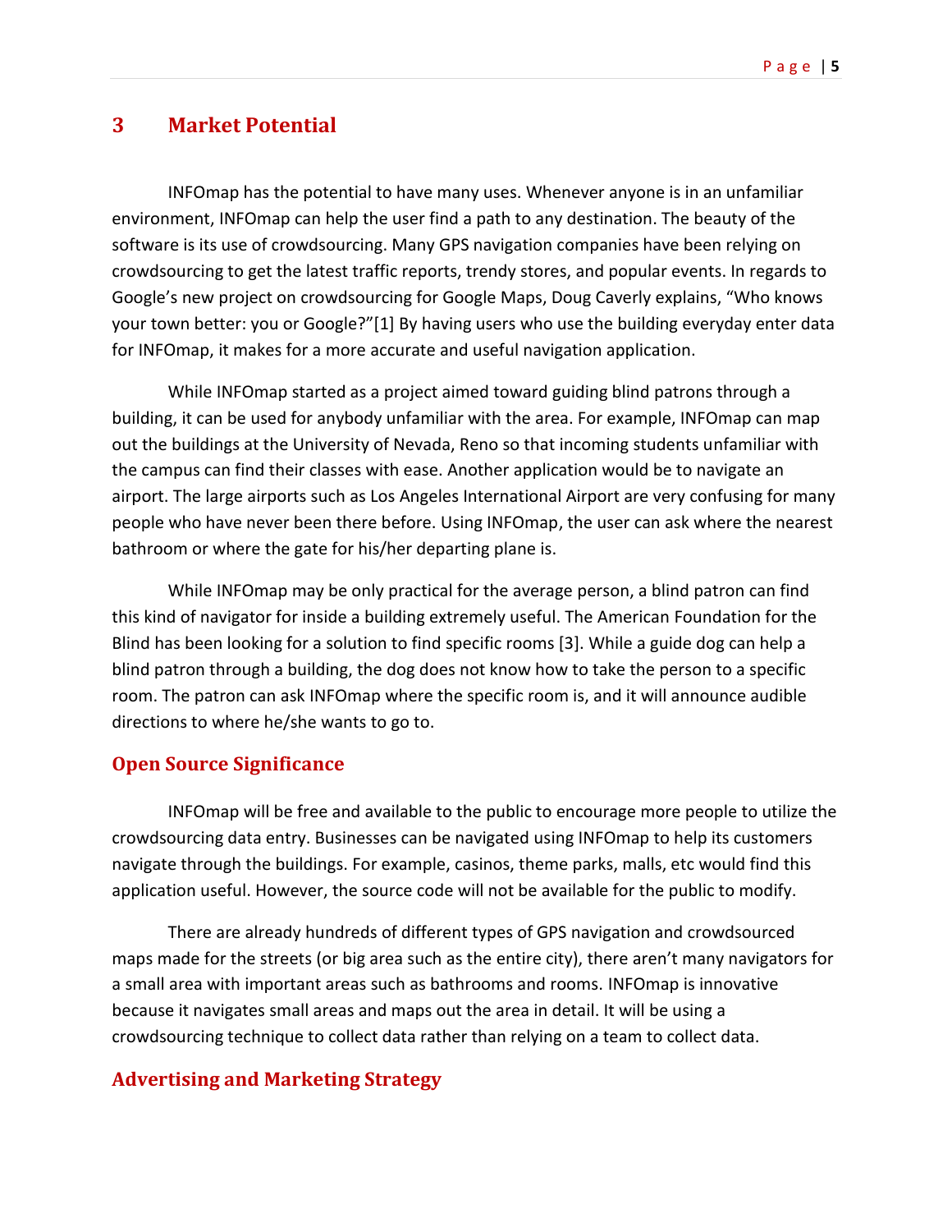# 3 Market Potential

INFOmap has the potential to have many uses. Whenever anyone is in an unfamiliar environment, INFOmap can help the user find a path to any destination. The beauty of the software is its use of crowdsourcing. Many GPS navigation companies have been relying on crowdsourcing to get the latest traffic reports, trendy stores, and popular events. In regards to Google's new project on crowdsourcing for Google Maps, Doug Caverly explains, "Who knows your town better: you or Google?"[1] By having users who use the building everyday enter data for INFOmap, it makes for a more accurate and useful navigation application.

While INFOmap started as a project aimed toward guiding blind patrons through a building, it can be used for anybody unfamiliar with the area. For example, INFOmap can map out the buildings at the University of Nevada, Reno so that incoming students unfamiliar with the campus can find their classes with ease. Another application would be to navigate an airport. The large airports such as Los Angeles International Airport are very confusing for many people who have never been there before. Using INFOmap, the user can ask where the nearest bathroom or where the gate for his/her departing plane is.

While INFOmap may be only practical for the average person, a blind patron can find this kind of navigator for inside a building extremely useful. The American Foundation for the Blind has been looking for a solution to find specific rooms [3]. While a guide dog can help a blind patron through a building, the dog does not know how to take the person to a specific room. The patron can ask INFOmap where the specific room is, and it will announce audible directions to where he/she wants to go to.

## Open Source Significance

INFOmap will be free and available to the public to encourage more people to utilize the crowdsourcing data entry. Businesses can be navigated using INFOmap to help its customers navigate through the buildings. For example, casinos, theme parks, malls, etc would find this application useful. However, the source code will not be available for the public to modify.

There are already hundreds of different types of GPS navigation and crowdsourced maps made for the streets (or big area such as the entire city), there aren't many navigators for a small area with important areas such as bathrooms and rooms. INFOmap is innovative because it navigates small areas and maps out the area in detail. It will be using a crowdsourcing technique to collect data rather than relying on a team to collect data.

## Advertising and Marketing Strategy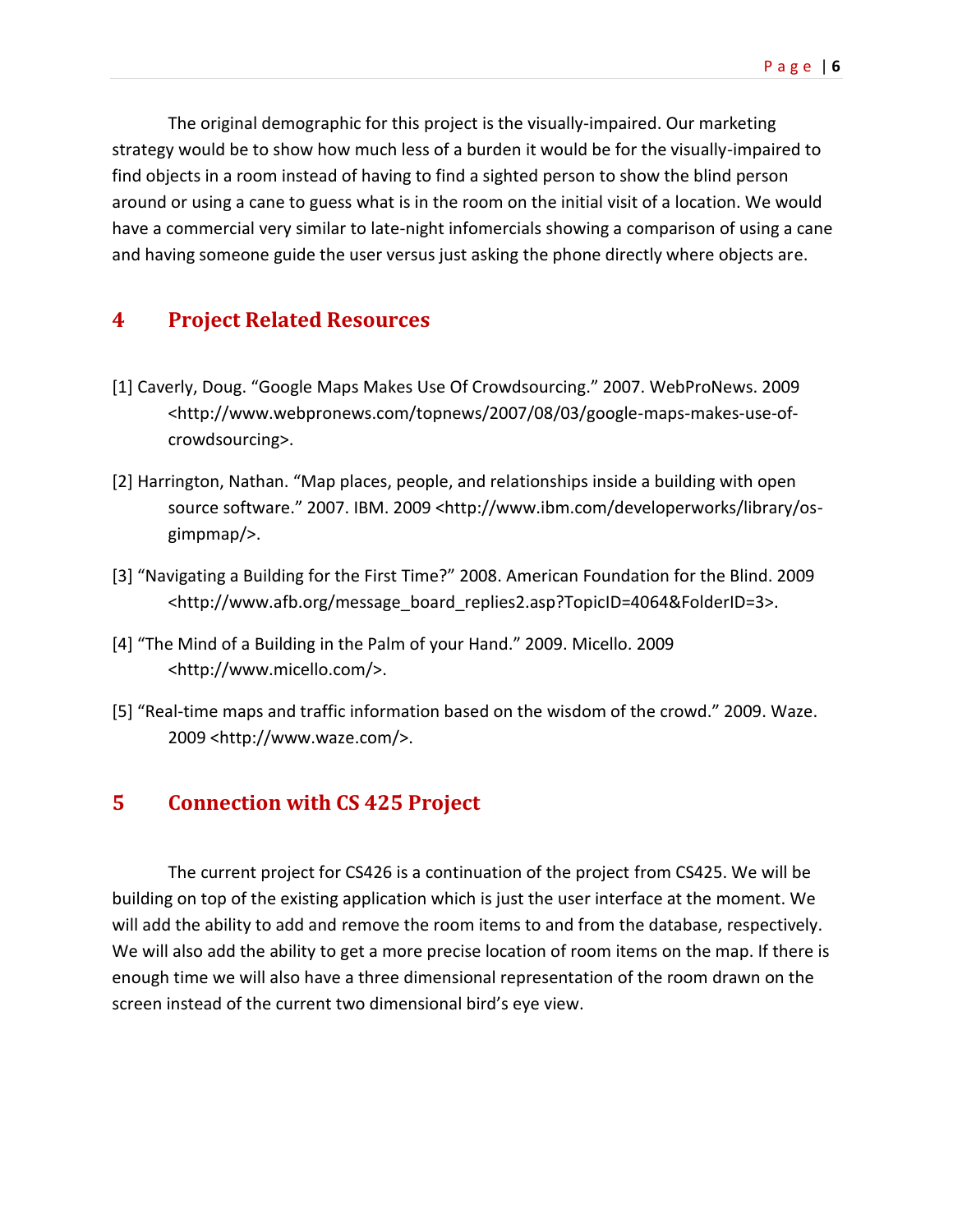The original demographic for this project is the visually-impaired. Our marketing strategy would be to show how much less of a burden it would be for the visually-impaired to find objects in a room instead of having to find a sighted person to show the blind person around or using a cane to guess what is in the room on the initial visit of a location. We would have a commercial very similar to late-night infomercials showing a comparison of using a cane and having someone guide the user versus just asking the phone directly where objects are.

## 4 Project Related Resources

[1] Caverly, Doug. “Google Maps Makes Use Of Crowdsourcing.” 2007. WebProNews. 2009 <http://www.webpronews.com/topnews/2007/08/03/google-maps-makes-use-of-crowdsourcing>.

[2] Harrington, Nathan. “Map places, people, and relationships inside a building with open source software.” 2007. IBM. 2009 <http://www.ibm.com/developerworks/library/os-gimpmap/>.

[3] “Navigating a Building for the First Time?” 2008. American Foundation for the Blind. 2009 <http://www.afb.org/message_board_replies2.asp?TopicID=4064&FolderID=3>.

[4] “The Mind of a Building in the Palm of your Hand.” 2009. Micello. 2009 <http://www.micello.com/>.

[5] “Real-time maps and traffic information based on the wisdom of the crowd.” 2009. Waze. 2009 <http://www.waze.com/>.

## 5 Connection with CS 425 Project

The current project for CS426 is a continuation of the project from CS425. We will be building on top of the existing application which is just the user interface at the moment. We will add the ability to add and remove the room items to and from the database, respectively. We will also add the ability to get a more precise location of room items on the map. If there is enough time we will also have a three dimensional representation of the room drawn on the screen instead of the current two dimensional bird’s eye view.